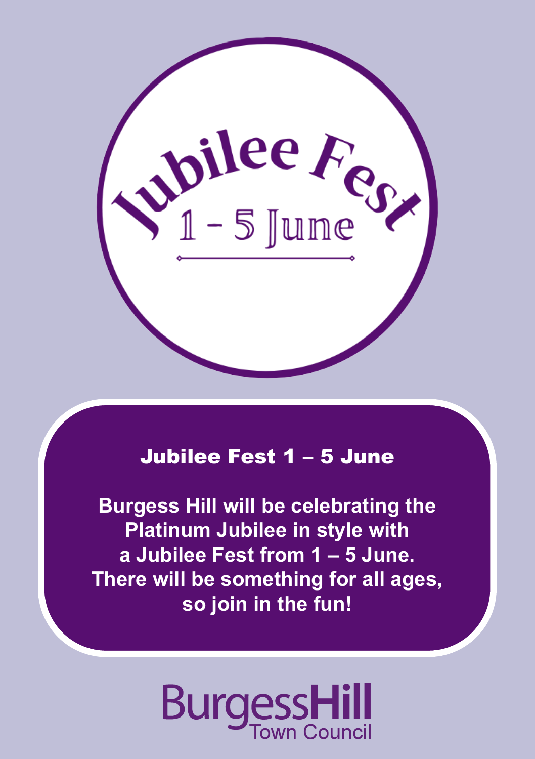Jubilee Fest
1 – 5 June

## Jubilee Fest 1 – 5 June

**Burgess Hill will be celebrating the Platinum Jubilee in style with a Jubilee Fest from 1 – 5 June. There will be something for all ages, so join in the fun!**

BurgessHill Town Council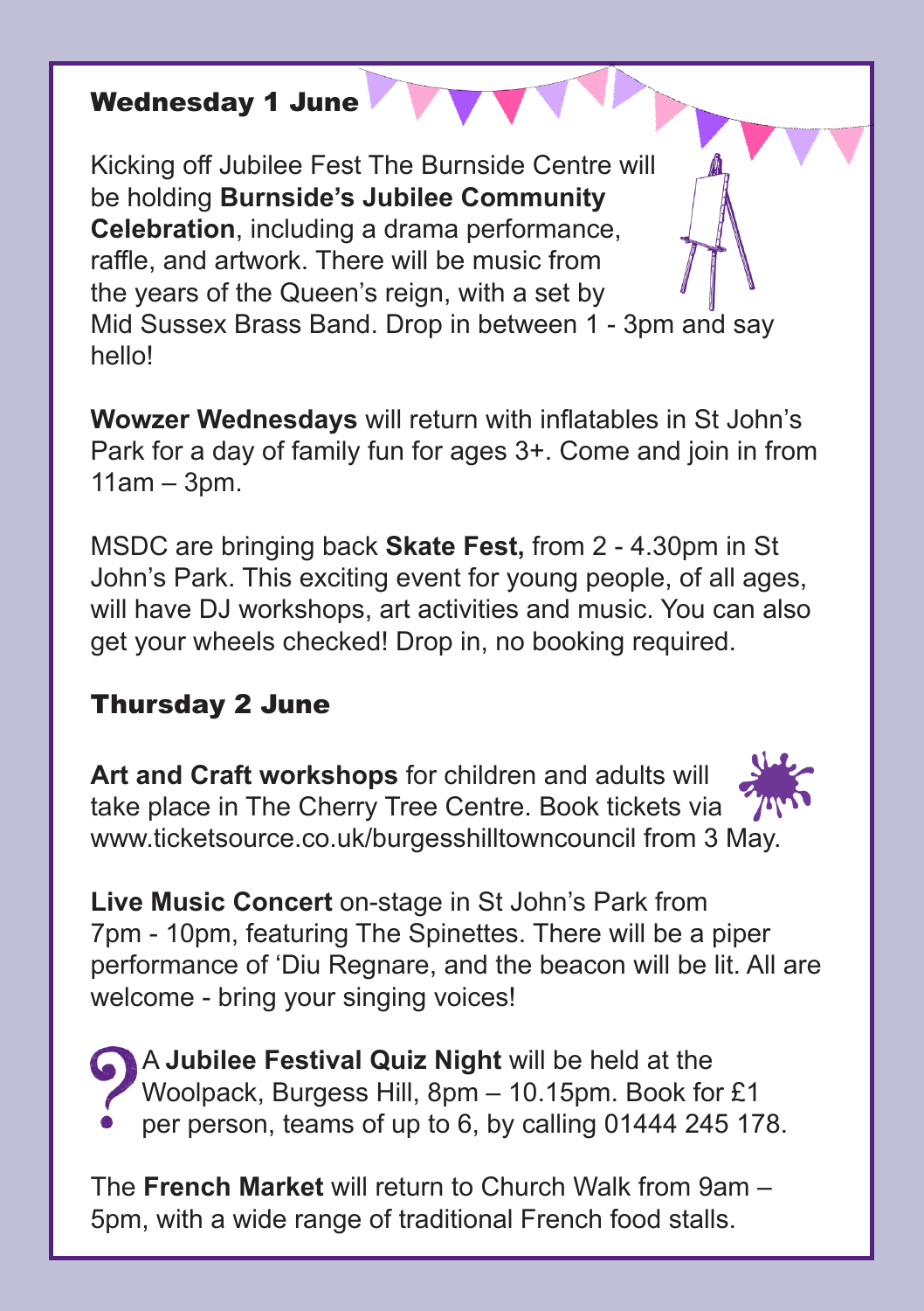## Wednesday 1 June

Kicking off Jubilee Fest The Burnside Centre will be holding **Burnside's Jubilee Community Celebration**, including a drama performance, raffle, and artwork. There will be music from the years of the Queen's reign, with a set by Mid Sussex Brass Band. Drop in between 1 - 3pm and say hello!

**Wowzer Wednesdays** will return with inflatables in St John's Park for a day of family fun for ages 3+. Come and join in from 11am – 3pm.

MSDC are bringing back **Skate Fest,** from 2 - 4.30pm in St John's Park. This exciting event for young people, of all ages, will have DJ workshops, art activities and music. You can also get your wheels checked! Drop in, no booking required.

## Thursday 2 June

**Art and Craft workshops** for children and adults will take place in The Cherry Tree Centre. Book tickets via www.ticketsource.co.uk/burgesshilltowncouncil from 3 May.

**Live Music Concert** on-stage in St John's Park from 7pm - 10pm, featuring The Spinettes. There will be a piper performance of 'Diu Regnare, and the beacon will be lit. All are welcome - bring your singing voices!

A **Jubilee Festival Quiz Night** will be held at the Woolpack, Burgess Hill, 8pm – 10.15pm. Book for £1 per person, teams of up to 6, by calling 01444 245 178.

The **French Market** will return to Church Walk from 9am – 5pm, with a wide range of traditional French food stalls.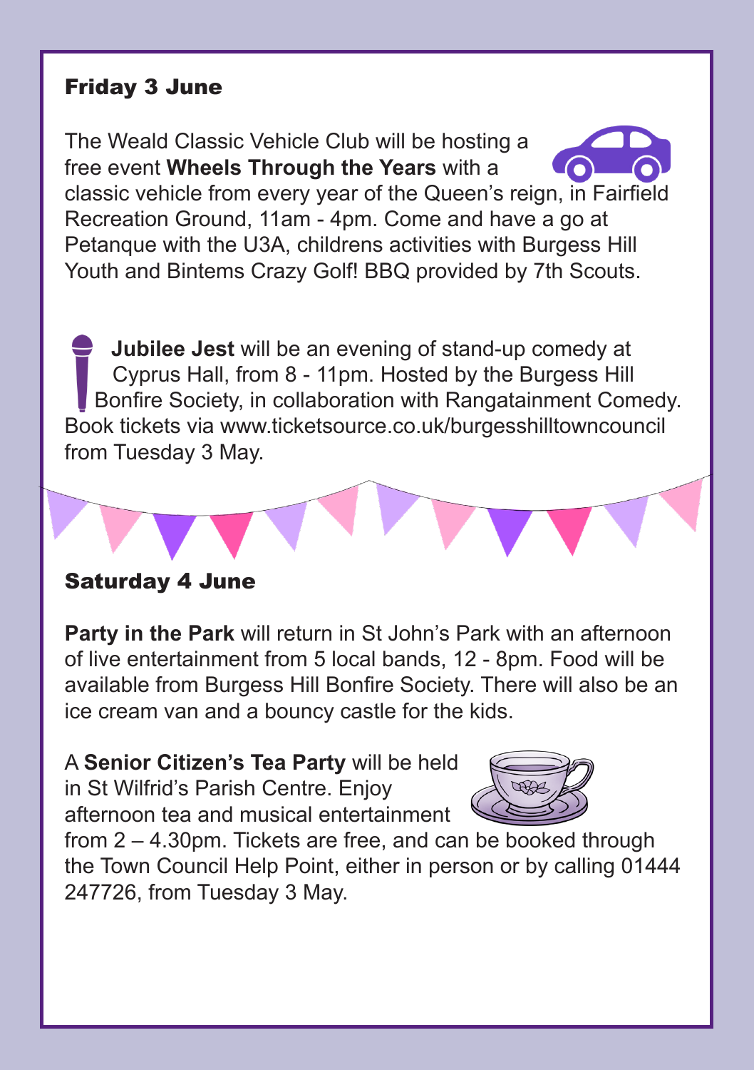## Friday 3 June

The Weald Classic Vehicle Club will be hosting a free event **Wheels Through the Years** with a classic vehicle from every year of the Queen's reign, in Fairfield Recreation Ground, 11am - 4pm. Come and have a go at Petanque with the U3A, childrens activities with Burgess Hill Youth and Bintems Crazy Golf! BBQ provided by 7th Scouts.

**Jubilee Jest** will be an evening of stand-up comedy at Cyprus Hall, from 8 - 11pm. Hosted by the Burgess Hill Bonfire Society, in collaboration with Rangatainment Comedy. Book tickets via www.ticketsource.co.uk/burgesshilltowncouncil from Tuesday 3 May.

## Saturday 4 June

**Party in the Park** will return in St John's Park with an afternoon of live entertainment from 5 local bands, 12 - 8pm. Food will be available from Burgess Hill Bonfire Society. There will also be an ice cream van and a bouncy castle for the kids.

A **Senior Citizen's Tea Party** will be held in St Wilfrid's Parish Centre. Enjoy afternoon tea and musical entertainment from 2 – 4.30pm. Tickets are free, and can be booked through the Town Council Help Point, either in person or by calling 01444 247726, from Tuesday 3 May.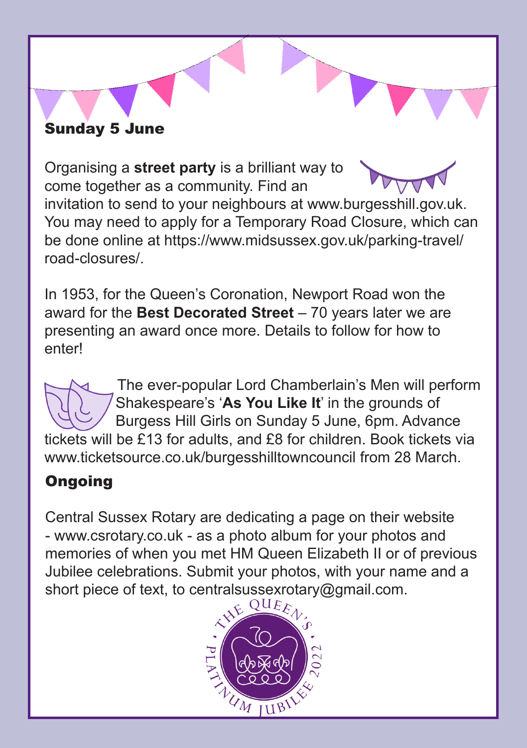## Sunday 5 June

Organising a **street party** is a brilliant way to come together as a community. Find an invitation to send to your neighbours at www.burgesshill.gov.uk. You may need to apply for a Temporary Road Closure, which can be done online at https://www.midsussex.gov.uk/parking-travel/road-closures/.

In 1953, for the Queen's Coronation, Newport Road won the award for the **Best Decorated Street** – 70 years later we are presenting an award once more. Details to follow for how to enter!

The ever-popular Lord Chamberlain's Men will perform Shakespeare's '**As You Like It**' in the grounds of Burgess Hill Girls on Sunday 5 June, 6pm. Advance tickets will be £13 for adults, and £8 for children. Book tickets via www.ticketsource.co.uk/burgesshilltowncouncil from 28 March.

## Ongoing

Central Sussex Rotary are dedicating a page on their website - www.csrotary.co.uk - as a photo album for your photos and memories of when you met HM Queen Elizabeth II or of previous Jubilee celebrations. Submit your photos, with your name and a short piece of text, to centralsussexrotary@gmail.com.

THE QUEEN'S PLATINUM JUBILEE 2022